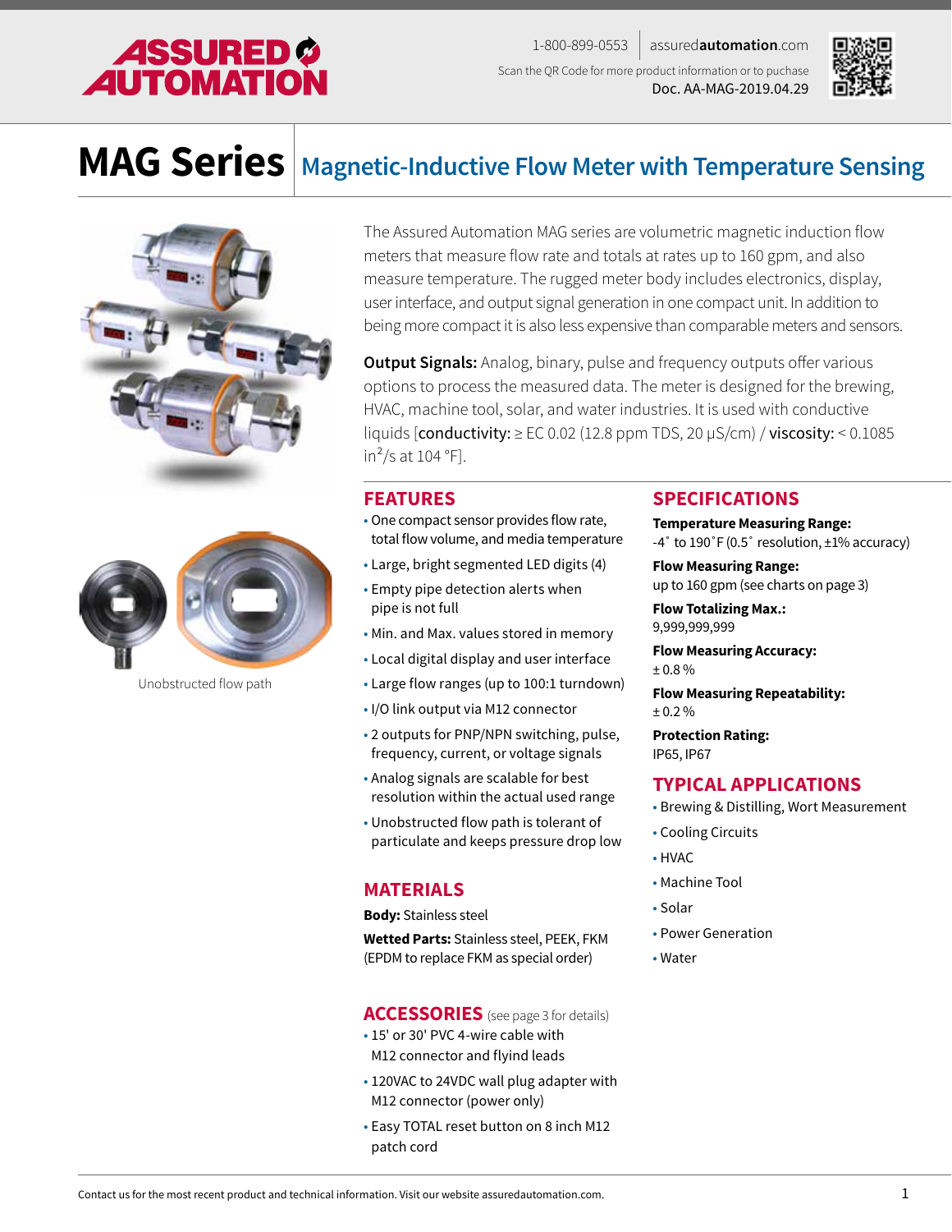# MAG Series

## Magnetic-Inductive Flow Meter with Temperature Sensing

1-800-899-0553 | assuredautomation.com

Scan the QR Code for more product information or to puchase

Doc. AA-MAG-2019.04.29

Unobstructed flow path

The Assured Automation MAG series are volumetric magnetic induction flow meters that measure flow rate and totals at rates up to 160 gpm, and also measure temperature. The rugged meter body includes electronics, display, user interface, and output signal generation in one compact unit. In addition to being more compact it is also less expensive than comparable meters and sensors.

**Output Signals:** Analog, binary, pulse and frequency outputs offer various options to process the measured data. The meter is designed for the brewing, HVAC, machine tool, solar, and water industries. It is used with conductive liquids [**conductivity:** ≥ EC 0.02 (12.8 ppm TDS, 20 µS/cm) / **viscosity:** < 0.1085 $in^2/s$ at 104 °F].

## FEATURES

- One compact sensor provides flow rate, total flow volume, and media temperature
- Large, bright segmented LED digits (4)
- Empty pipe detection alerts when pipe is not full
- Min. and Max. values stored in memory
- Local digital display and user interface
- Large flow ranges (up to 100:1 turndown)
- I/O link output via M12 connector
- 2 outputs for PNP/NPN switching, pulse, frequency, current, or voltage signals
- Analog signals are scalable for best resolution within the actual used range
- Unobstructed flow path is tolerant of particulate and keeps pressure drop low

## MATERIALS

**Body:** Stainless steel

**Wetted Parts:** Stainless steel, PEEK, FKM (EPDM to replace FKM as special order)

## ACCESSORIES (see page 3 for details)

- 15' or 30' PVC 4-wire cable with M12 connector and flyind leads
- 120VAC to 24VDC wall plug adapter with M12 connector (power only)
- Easy TOTAL reset button on 8 inch M12 patch cord

## SPECIFICATIONS

**Temperature Measuring Range:**
-4˚ to 190˚F (0.5˚ resolution, ±1% accuracy)

**Flow Measuring Range:**
up to 160 gpm (see charts on page 3)

**Flow Totalizing Max.:**
9,999,999,999

**Flow Measuring Accuracy:**
± 0.8 %

**Flow Measuring Repeatability:**
± 0.2 %

**Protection Rating:**
IP65, IP67

## TYPICAL APPLICATIONS

- Brewing & Distilling, Wort Measurement
- Cooling Circuits
- HVAC
- Machine Tool
- Solar
- Power Generation
- Water

Contact us for the most recent product and technical information. Visit our website assuredautomation.com.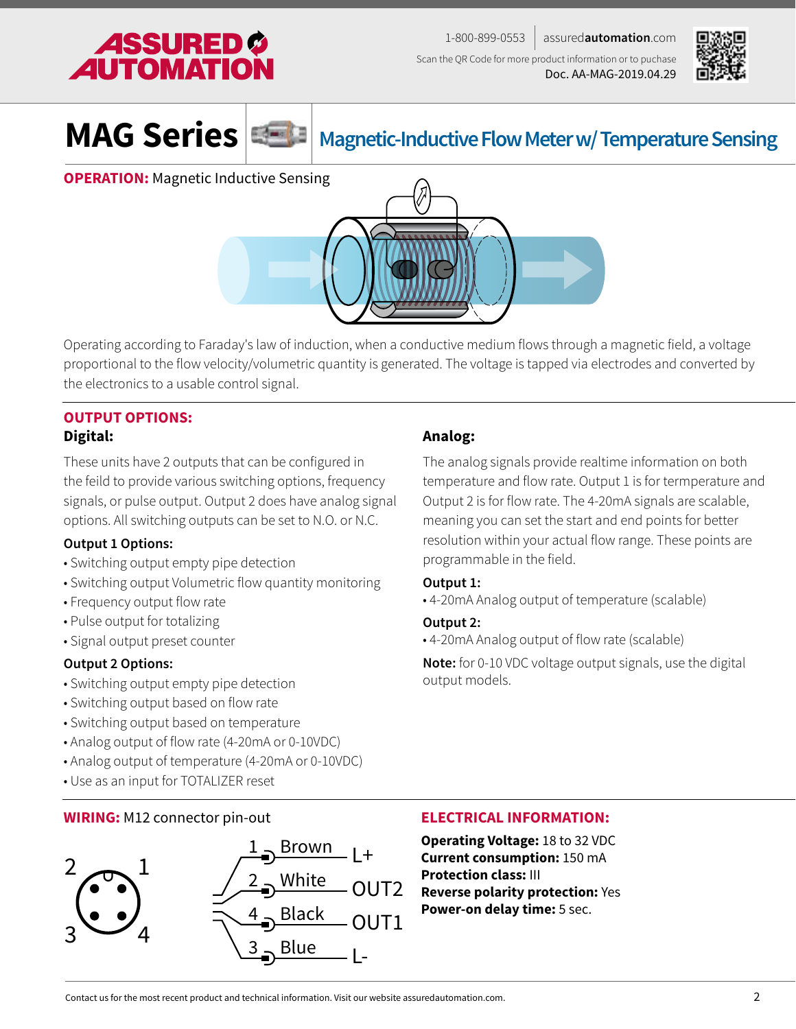# MAG Series — Magnetic-Inductive Flow Meter w/ Temperature Sensing

**OPERATION:** Magnetic Inductive Sensing

Operating according to Faraday's law of induction, when a conductive medium flows through a magnetic field, a voltage proportional to the flow velocity/volumetric quantity is generated. The voltage is tapped via electrodes and converted by the electronics to a usable control signal.

## OUTPUT OPTIONS:

### Digital:

These units have 2 outputs that can be configured in the feild to provide various switching options, frequency signals, or pulse output. Output 2 does have analog signal options. All switching outputs can be set to N.O. or N.C.

**Output 1 Options:**

- Switching output empty pipe detection
- Switching output Volumetric flow quantity monitoring
- Frequency output flow rate
- Pulse output for totalizing
- Signal output preset counter

**Output 2 Options:**

- Switching output empty pipe detection
- Switching output based on flow rate
- Switching output based on temperature
- Analog output of flow rate (4-20mA or 0-10VDC)
- Analog output of temperature (4-20mA or 0-10VDC)
- Use as an input for TOTALIZER reset

### Analog:

The analog signals provide realtime information on both temperature and flow rate. Output 1 is for termperature and Output 2 is for flow rate. The 4-20mA signals are scalable, meaning you can set the start and end points for better resolution within your actual flow range. These points are programmable in the field.

**Output 1:**

- 4-20mA Analog output of temperature (scalable)

**Output 2:**

- 4-20mA Analog output of flow rate (scalable)

**Note:** for 0-10 VDC voltage output signals, use the digital output models.

## WIRING: M12 connector pin-out

| Pin | Wire | Function |
| --- | --- | --- |
| 1 | Brown | L+ |
| 2 | White | OUT2 |
| 4 | Black | OUT1 |
| 3 | Blue | L- |

## ELECTRICAL INFORMATION:

**Operating Voltage:** 18 to 32 VDC
**Current consumption:** 150 mA
**Protection class:** III
**Reverse polarity protection:** Yes
**Power-on delay time:** 5 sec.

Contact us for the most recent product and technical information. Visit our website assuredautomation.com.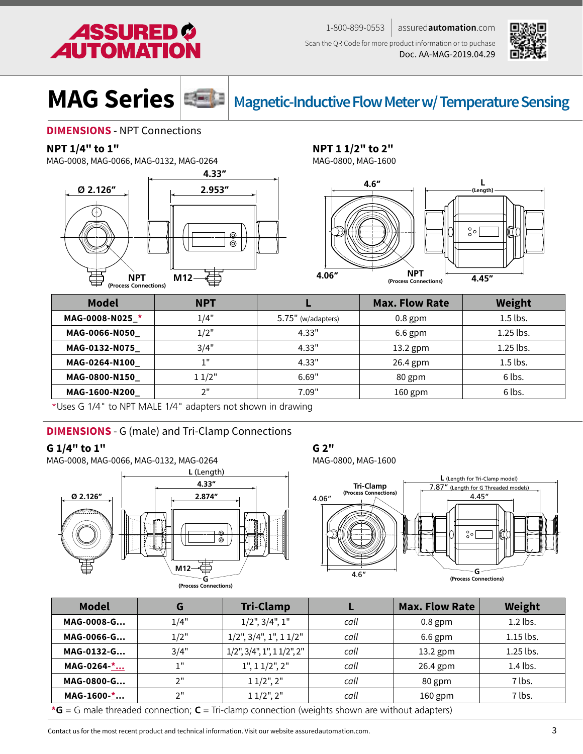# MAG Series

## Magnetic-Inductive Flow Meter w/ Temperature Sensing

## DIMENSIONS - NPT Connections

### NPT 1/4" to 1"

MAG-0008, MAG-0066, MAG-0132, MAG-0264

### NPT 1 1/2" to 2"

MAG-0800, MAG-1600

| Model | NPT | L | Max. Flow Rate | Weight |
|---|---|---|---|---|
| MAG-0008-N025_* | 1/4" | 5.75" (w/adapters) | 0.8 gpm | 1.5 lbs. |
| MAG-0066-N050_ | 1/2" | 4.33" | 6.6 gpm | 1.25 lbs. |
| MAG-0132-N075_ | 3/4" | 4.33" | 13.2 gpm | 1.25 lbs. |
| MAG-0264-N100_ | 1" | 4.33" | 26.4 gpm | 1.5 lbs. |
| MAG-0800-N150_ | 1 1/2" | 6.69" | 80 gpm | 6 lbs. |
| MAG-1600-N200_ | 2" | 7.09" | 160 gpm | 6 lbs. |

*Uses G 1/4" to NPT MALE 1/4" adapters not shown in drawing

## DIMENSIONS - G (male) and Tri-Clamp Connections

### G 1/4" to 1"

MAG-0008, MAG-0066, MAG-0132, MAG-0264

### G 2"

MAG-0800, MAG-1600

| Model | G | Tri-Clamp | L | Max. Flow Rate | Weight |
|---|---|---|---|---|---|
| MAG-0008-G... | 1/4" | 1/2", 3/4", 1" | *call* | 0.8 gpm | 1.2 lbs. |
| MAG-0066-G... | 1/2" | 1/2", 3/4", 1", 1 1/2" | *call* | 6.6 gpm | 1.15 lbs. |
| MAG-0132-G... | 3/4" | 1/2", 3/4", 1", 1 1/2", 2" | *call* | 13.2 gpm | 1.25 lbs. |
| MAG-0264-*... | 1" | 1", 1 1/2", 2" | *call* | 26.4 gpm | 1.4 lbs. |
| MAG-0800-G... | 2" | 1 1/2", 2" | *call* | 80 gpm | 7 lbs. |
| MAG-1600-*... | 2" | 1 1/2", 2" | *call* | 160 gpm | 7 lbs. |

***G** = G male threaded connection; **C** = Tri-clamp connection (weights shown are without adapters)

Contact us for the most recent product and technical information. Visit our website assuredautomation.com.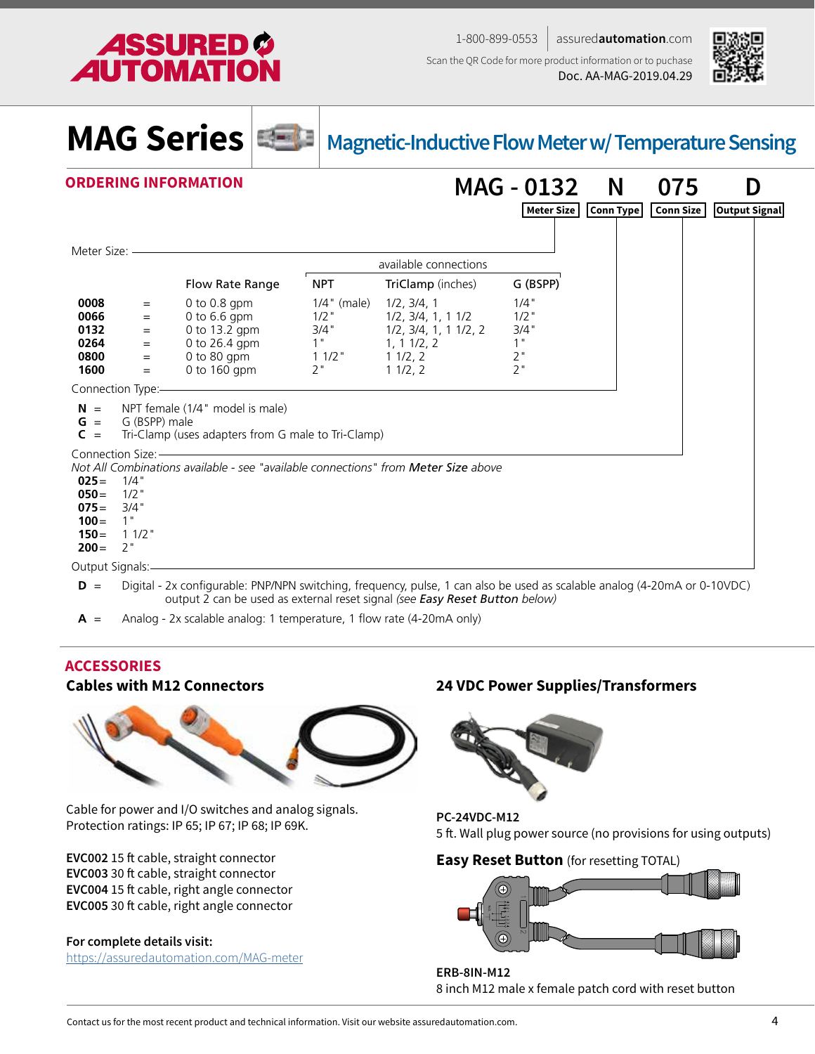# MAG Series

## Magnetic-Inductive Flow Meter w/ Temperature Sensing

### ORDERING INFORMATION

**MAG - 0132 N 075 D**

Meter Size | Conn Type | Conn Size | Output Signal

Meter Size:

| | | Flow Rate Range | NPT | TriClamp (inches) | G (BSPP) |
|---|---|---|---|---|---|
| | | | available connections | | |
| **0008** | = | 0 to 0.8 gpm | 1/4" (male) | 1/2, 3/4, 1 | 1/4" |
| **0066** | = | 0 to 6.6 gpm | 1/2" | 1/2, 3/4, 1, 1 1/2 | 1/2" |
| **0132** | = | 0 to 13.2 gpm | 3/4" | 1/2, 3/4, 1, 1 1/2, 2 | 3/4" |
| **0264** | = | 0 to 26.4 gpm | 1" | 1, 1 1/2, 2 | 1" |
| **0800** | = | 0 to 80 gpm | 1 1/2" | 1 1/2, 2 | 2" |
| **1600** | = | 0 to 160 gpm | 2" | 1 1/2, 2 | 2" |

Connection Type:

- **N** = NPT female (1/4" model is male)
- **G** = G (BSPP) male
- **C** = Tri-Clamp (uses adapters from G male to Tri-Clamp)

Connection Size:
*Not All Combinations available - see "available connections" from **Meter Size** above*

- **025** = 1/4"
- **050** = 1/2"
- **075** = 3/4"
- **100** = 1"
- **150** = 1 1/2"
- **200** = 2"

Output Signals:

- **D** = Digital - 2x configurable: PNP/NPN switching, frequency, pulse, 1 can also be used as scalable analog (4-20mA or 0-10VDC) output 2 can be used as external reset signal *(see **Easy Reset Button** below)*
- **A** = Analog - 2x scalable analog: 1 temperature, 1 flow rate (4-20mA only)

## ACCESSORIES

### Cables with M12 Connectors

Cable for power and I/O switches and analog signals.
Protection ratings: IP 65; IP 67; IP 68; IP 69K.

**EVC002** 15 ft cable, straight connector
**EVC003** 30 ft cable, straight connector
**EVC004** 15 ft cable, right angle connector
**EVC005** 30 ft cable, right angle connector

**For complete details visit:**
https://assuredautomation.com/MAG-meter

### 24 VDC Power Supplies/Transformers

**PC-24VDC-M12**
5 ft. Wall plug power source (no provisions for using outputs)

### Easy Reset Button (for resetting TOTAL)

**ERB-8IN-M12**
8 inch M12 male x female patch cord with reset button

Contact us for the most recent product and technical information. Visit our website assuredautomation.com.